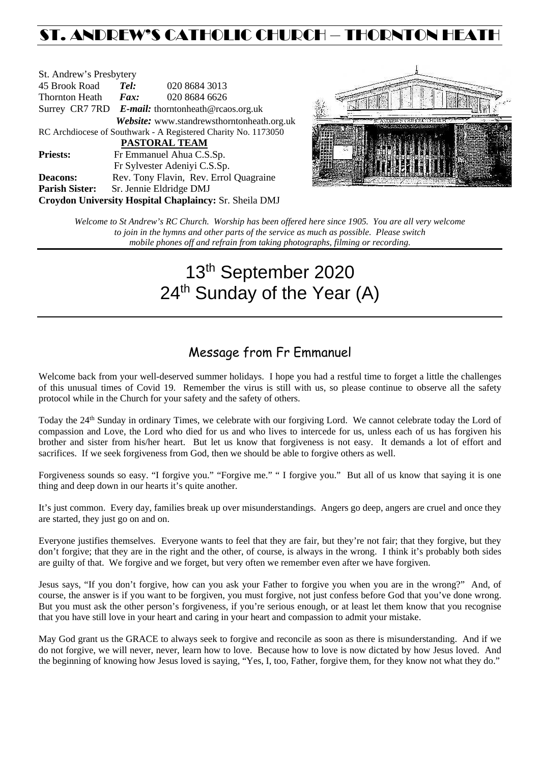# ST. ANDREW'S CATHOLIC CHURCH – THORNTON HEATH

St. Andrew's Presbytery
45 Brook Road **Tel:** 020 8684 3013
Thornton Heath **Fax:** 020 8684 6626
Surrey CR7 7RD ***E-mail:*** thorntonheath@rcaos.org.uk
***Website:*** www.standrewsthorntonheath.org.uk
RC Archdiocese of Southwark - A Registered Charity No. 1173050

**PASTORAL TEAM**

**Priests:** Fr Emmanuel Ahua C.S.Sp.
Fr Sylvester Adeniyi C.S.Sp.
**Deacons:** Rev. Tony Flavin, Rev. Errol Quagraine
**Parish Sister:** Sr. Jennie Eldridge DMJ
**Croydon University Hospital Chaplaincy:** Sr. Sheila DMJ

*Welcome to St Andrew's RC Church. Worship has been offered here since 1905. You are all very welcome to join in the hymns and other parts of the service as much as possible. Please switch mobile phones off and refrain from taking photographs, filming or recording.*

# 13th September 2020
# 24th Sunday of the Year (A)

## Message from Fr Emmanuel

Welcome back from your well-deserved summer holidays. I hope you had a restful time to forget a little the challenges of this unusual times of Covid 19. Remember the virus is still with us, so please continue to observe all the safety protocol while in the Church for your safety and the safety of others.

Today the 24th Sunday in ordinary Times, we celebrate with our forgiving Lord. We cannot celebrate today the Lord of compassion and Love, the Lord who died for us and who lives to intercede for us, unless each of us has forgiven his brother and sister from his/her heart. But let us know that forgiveness is not easy. It demands a lot of effort and sacrifices. If we seek forgiveness from God, then we should be able to forgive others as well.

Forgiveness sounds so easy. "I forgive you." "Forgive me." " I forgive you." But all of us know that saying it is one thing and deep down in our hearts it's quite another.

It's just common. Every day, families break up over misunderstandings. Angers go deep, angers are cruel and once they are started, they just go on and on.

Everyone justifies themselves. Everyone wants to feel that they are fair, but they're not fair; that they forgive, but they don't forgive; that they are in the right and the other, of course, is always in the wrong. I think it's probably both sides are guilty of that. We forgive and we forget, but very often we remember even after we have forgiven.

Jesus says, "If you don't forgive, how can you ask your Father to forgive you when you are in the wrong?" And, of course, the answer is if you want to be forgiven, you must forgive, not just confess before God that you've done wrong. But you must ask the other person's forgiveness, if you're serious enough, or at least let them know that you recognise that you have still love in your heart and caring in your heart and compassion to admit your mistake.

May God grant us the GRACE to always seek to forgive and reconcile as soon as there is misunderstanding. And if we do not forgive, we will never, never, learn how to love. Because how to love is now dictated by how Jesus loved. And the beginning of knowing how Jesus loved is saying, "Yes, I, too, Father, forgive them, for they know not what they do."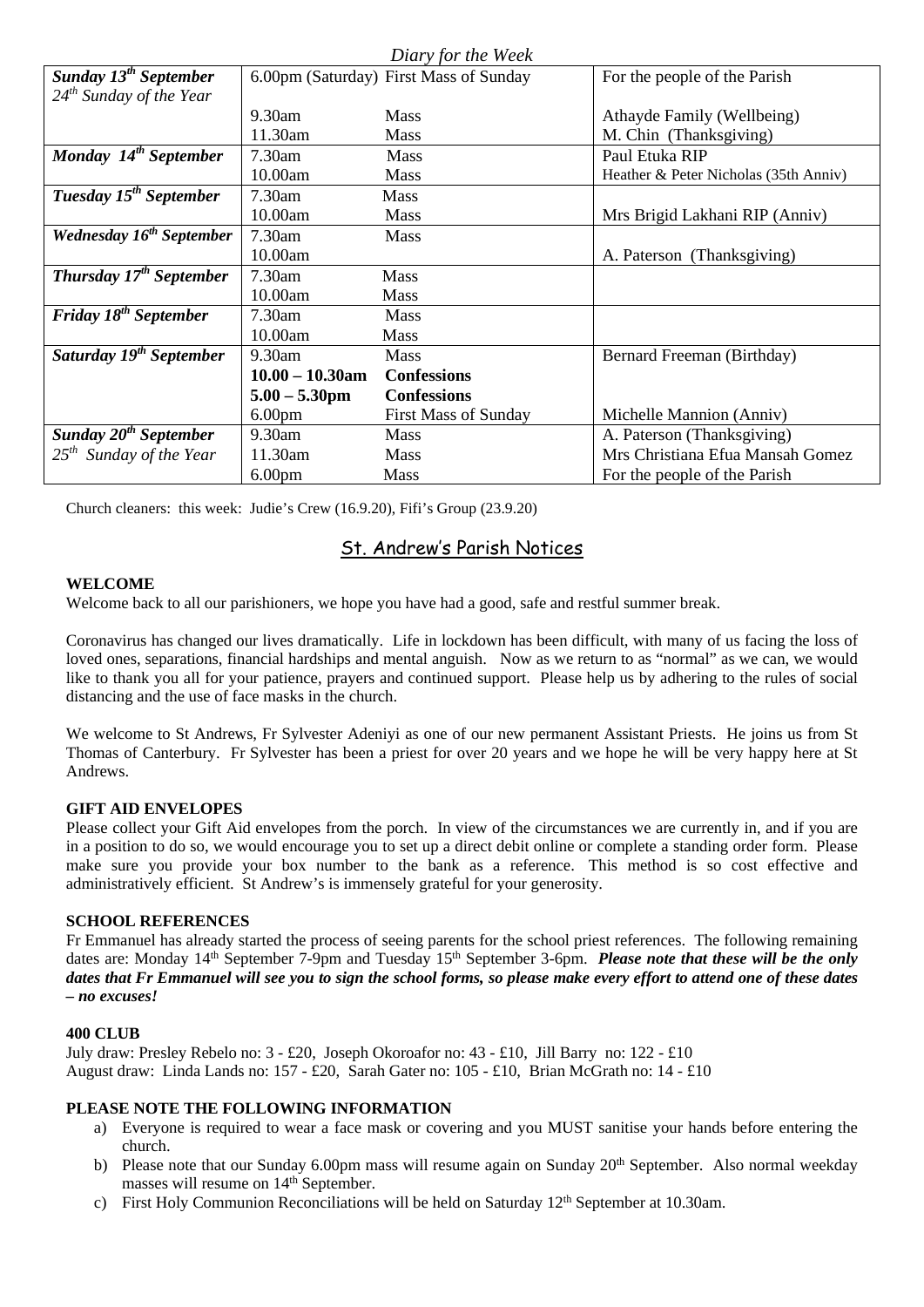*Diary for the Week*

| | | | |
|---|---|---|---|
| ***Sunday 13th September*** *24th Sunday of the Year* | 6.00pm (Saturday) | First Mass of Sunday | For the people of the Parish |
| | 9.30am | Mass | Athayde Family (Wellbeing) |
| | 11.30am | Mass | M. Chin (Thanksgiving) |
| ***Monday 14th September*** | 7.30am | Mass | Paul Etuka RIP |
| | 10.00am | Mass | Heather & Peter Nicholas (35th Anniv) |
| ***Tuesday 15th September*** | 7.30am | Mass | |
| | 10.00am | Mass | Mrs Brigid Lakhani RIP (Anniv) |
| ***Wednesday 16th September*** | 7.30am | Mass | |
| | 10.00am | | A. Paterson (Thanksgiving) |
| ***Thursday 17th September*** | 7.30am | Mass | |
| | 10.00am | Mass | |
| ***Friday 18th September*** | 7.30am | Mass | |
| | 10.00am | Mass | |
| ***Saturday 19th September*** | 9.30am | Mass | Bernard Freeman (Birthday) |
| | **10.00 – 10.30am** | **Confessions** | |
| | **5.00 – 5.30pm** | **Confessions** | |
| | 6.00pm | First Mass of Sunday | Michelle Mannion (Anniv) |
| ***Sunday 20th September*** | 9.30am | Mass | A. Paterson (Thanksgiving) |
| *25th Sunday of the Year* | 11.30am | Mass | Mrs Christiana Efua Mansah Gomez |
| | 6.00pm | Mass | For the people of the Parish |

Church cleaners: this week: Judie's Crew (16.9.20), Fifi's Group (23.9.20)

## St. Andrew's Parish Notices

**WELCOME**

Welcome back to all our parishioners, we hope you have had a good, safe and restful summer break.

Coronavirus has changed our lives dramatically. Life in lockdown has been difficult, with many of us facing the loss of loved ones, separations, financial hardships and mental anguish. Now as we return to as "normal" as we can, we would like to thank you all for your patience, prayers and continued support. Please help us by adhering to the rules of social distancing and the use of face masks in the church.

We welcome to St Andrews, Fr Sylvester Adeniyi as one of our new permanent Assistant Priests. He joins us from St Thomas of Canterbury. Fr Sylvester has been a priest for over 20 years and we hope he will be very happy here at St Andrews.

**GIFT AID ENVELOPES**

Please collect your Gift Aid envelopes from the porch. In view of the circumstances we are currently in, and if you are in a position to do so, we would encourage you to set up a direct debit online or complete a standing order form. Please make sure you provide your box number to the bank as a reference. This method is so cost effective and administratively efficient. St Andrew's is immensely grateful for your generosity.

**SCHOOL REFERENCES**

Fr Emmanuel has already started the process of seeing parents for the school priest references. The following remaining dates are: Monday 14th September 7-9pm and Tuesday 15th September 3-6pm. ***Please note that these will be the only dates that Fr Emmanuel will see you to sign the school forms, so please make every effort to attend one of these dates – no excuses!***

**400 CLUB**

July draw: Presley Rebelo no: 3 - £20, Joseph Okoroafor no: 43 - £10, Jill Barry no: 122 - £10
August draw: Linda Lands no: 157 - £20, Sarah Gater no: 105 - £10, Brian McGrath no: 14 - £10

**PLEASE NOTE THE FOLLOWING INFORMATION**

a) Everyone is required to wear a face mask or covering and you MUST sanitise your hands before entering the church.
b) Please note that our Sunday 6.00pm mass will resume again on Sunday 20th September. Also normal weekday masses will resume on 14th September.
c) First Holy Communion Reconciliations will be held on Saturday 12th September at 10.30am.